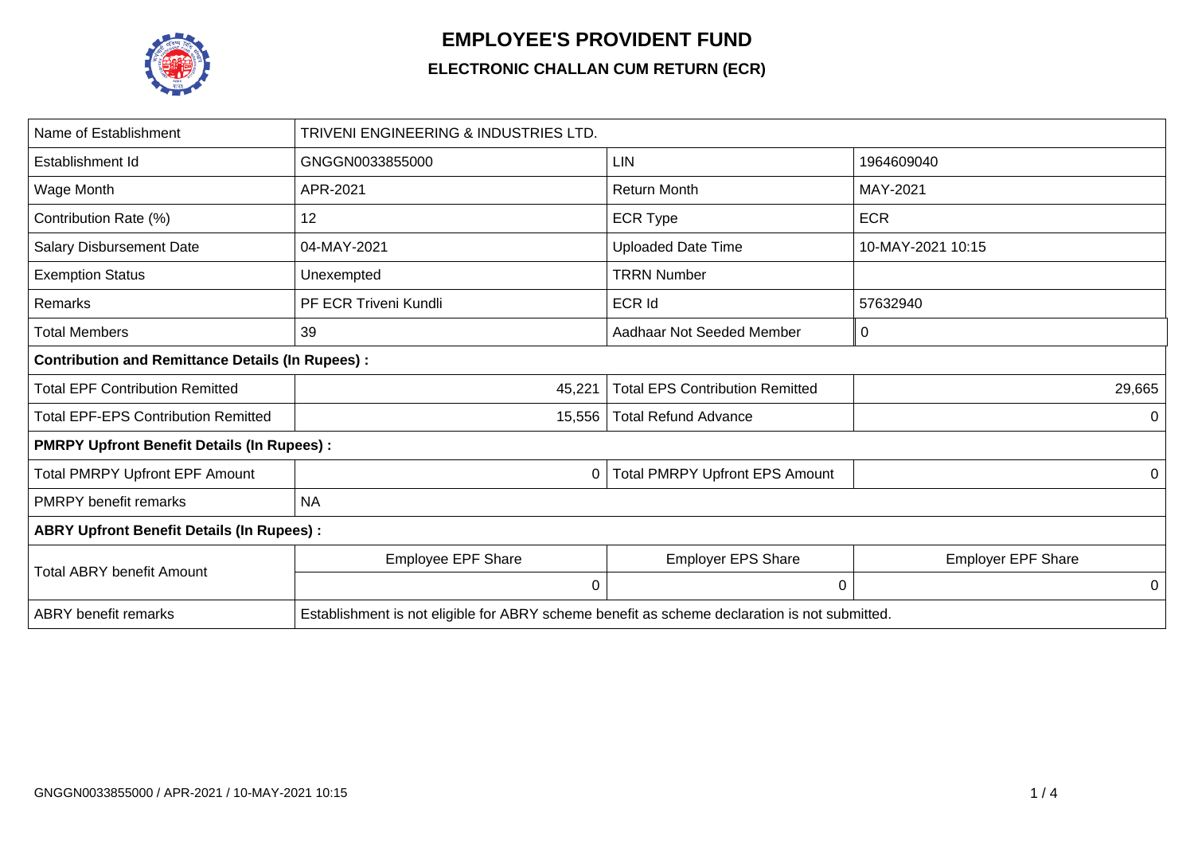# EMPLOYEE'S PROVIDENT FUND

## ELECTRONIC CHALLAN CUM RETURN (ECR)

| Name of Establishment | TRIVENI ENGINEERING & INDUSTRIES LTD. | | |
|---|---|---|---|
| Establishment Id | GNGGN0033855000 | LIN | 1964609040 |
| Wage Month | APR-2021 | Return Month | MAY-2021 |
| Contribution Rate (%) | 12 | ECR Type | ECR |
| Salary Disbursement Date | 04-MAY-2021 | Uploaded Date Time | 10-MAY-2021 10:15 |
| Exemption Status | Unexempted | TRRN Number | |
| Remarks | PF ECR Triveni Kundli | ECR Id | 57632940 |
| Total Members | 39 | Aadhaar Not Seeded Member | 0 |
| **Contribution and Remittance Details (In Rupees) :** | | | |
| Total EPF Contribution Remitted | 45,221 | Total EPS Contribution Remitted | 29,665 |
| Total EPF-EPS Contribution Remitted | 15,556 | Total Refund Advance | 0 |
| **PMRPY Upfront Benefit Details (In Rupees) :** | | | |
| Total PMRPY Upfront EPF Amount | 0 | Total PMRPY Upfront EPS Amount | 0 |
| PMRPY benefit remarks | NA | | |
| **ABRY Upfront Benefit Details (In Rupees) :** | | | |
| Total ABRY benefit Amount | Employee EPF Share | Employer EPS Share | Employer EPF Share |
| | 0 | 0 | 0 |
| ABRY benefit remarks | Establishment is not eligible for ABRY scheme benefit as scheme declaration is not submitted. | | |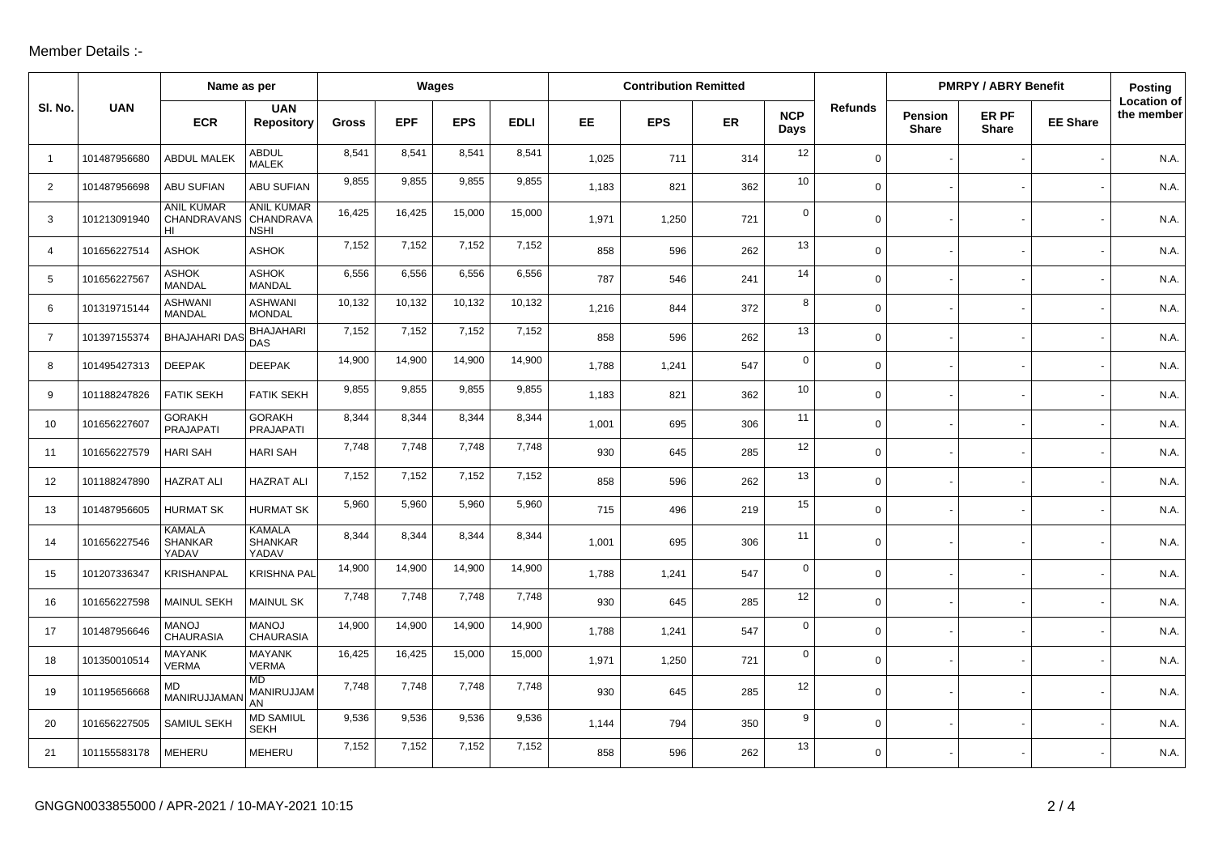Member Details :-

| Sl. No. | UAN | Name as per | | Wages | | | | Contribution Remitted | | | | Refunds | PMRPY / ABRY Benefit | | | Posting Location of the member |
|---|---|---|---|---|---|---|---|---|---|---|---|---|---|---|---|---|
| | | ECR | UAN Repository | Gross | EPF | EPS | EDLI | EE | EPS | ER | NCP Days | | Pension Share | ER PF Share | EE Share | |
| 1 | 101487956680 | ABDUL MALEK | ABDUL MALEK | 8,541 | 8,541 | 8,541 | 8,541 | 1,025 | 711 | 314 | 12 | 0 | - | - | - | N.A. |
| 2 | 101487956698 | ABU SUFIAN | ABU SUFIAN | 9,855 | 9,855 | 9,855 | 9,855 | 1,183 | 821 | 362 | 10 | 0 | - | - | - | N.A. |
| 3 | 101213091940 | ANIL KUMAR CHANDRAVANSHI | ANIL KUMAR CHANDRAVANSHI | 16,425 | 16,425 | 15,000 | 15,000 | 1,971 | 1,250 | 721 | 0 | 0 | - | - | - | N.A. |
| 4 | 101656227514 | ASHOK | ASHOK | 7,152 | 7,152 | 7,152 | 7,152 | 858 | 596 | 262 | 13 | 0 | - | - | - | N.A. |
| 5 | 101656227567 | ASHOK MANDAL | ASHOK MANDAL | 6,556 | 6,556 | 6,556 | 6,556 | 787 | 546 | 241 | 14 | 0 | - | - | - | N.A. |
| 6 | 101319715144 | ASHWANI MANDAL | ASHWANI MONDAL | 10,132 | 10,132 | 10,132 | 10,132 | 1,216 | 844 | 372 | 8 | 0 | - | - | - | N.A. |
| 7 | 101397155374 | BHAJAHARI DAS | BHAJAHARI DAS | 7,152 | 7,152 | 7,152 | 7,152 | 858 | 596 | 262 | 13 | 0 | - | - | - | N.A. |
| 8 | 101495427313 | DEEPAK | DEEPAK | 14,900 | 14,900 | 14,900 | 14,900 | 1,788 | 1,241 | 547 | 0 | 0 | - | - | - | N.A. |
| 9 | 101188247826 | FATIK SEKH | FATIK SEKH | 9,855 | 9,855 | 9,855 | 9,855 | 1,183 | 821 | 362 | 10 | 0 | - | - | - | N.A. |
| 10 | 101656227607 | GORAKH PRAJAPATI | GORAKH PRAJAPATI | 8,344 | 8,344 | 8,344 | 8,344 | 1,001 | 695 | 306 | 11 | 0 | - | - | - | N.A. |
| 11 | 101656227579 | HARI SAH | HARI SAH | 7,748 | 7,748 | 7,748 | 7,748 | 930 | 645 | 285 | 12 | 0 | - | - | - | N.A. |
| 12 | 101188247890 | HAZRAT ALI | HAZRAT ALI | 7,152 | 7,152 | 7,152 | 7,152 | 858 | 596 | 262 | 13 | 0 | - | - | - | N.A. |
| 13 | 101487956605 | HURMAT SK | HURMAT SK | 5,960 | 5,960 | 5,960 | 5,960 | 715 | 496 | 219 | 15 | 0 | - | - | - | N.A. |
| 14 | 101656227546 | KAMALA SHANKAR YADAV | KAMALA SHANKAR YADAV | 8,344 | 8,344 | 8,344 | 8,344 | 1,001 | 695 | 306 | 11 | 0 | - | - | - | N.A. |
| 15 | 101207336347 | KRISHANPAL | KRISHNA PAL | 14,900 | 14,900 | 14,900 | 14,900 | 1,788 | 1,241 | 547 | 0 | 0 | - | - | - | N.A. |
| 16 | 101656227598 | MAINUL SEKH | MAINUL SK | 7,748 | 7,748 | 7,748 | 7,748 | 930 | 645 | 285 | 12 | 0 | - | - | - | N.A. |
| 17 | 101487956646 | MANOJ CHAURASIA | MANOJ CHAURASIA | 14,900 | 14,900 | 14,900 | 14,900 | 1,788 | 1,241 | 547 | 0 | 0 | - | - | - | N.A. |
| 18 | 101350010514 | MAYANK VERMA | MAYANK VERMA | 16,425 | 16,425 | 15,000 | 15,000 | 1,971 | 1,250 | 721 | 0 | 0 | - | - | - | N.A. |
| 19 | 101195656668 | MD MANIRUJJAMAN | MD MANIRUJJAMAN | 7,748 | 7,748 | 7,748 | 7,748 | 930 | 645 | 285 | 12 | 0 | - | - | - | N.A. |
| 20 | 101656227505 | SAMIUL SEKH | MD SAMIUL SEKH | 9,536 | 9,536 | 9,536 | 9,536 | 1,144 | 794 | 350 | 9 | 0 | - | - | - | N.A. |
| 21 | 101155583178 | MEHERU | MEHERU | 7,152 | 7,152 | 7,152 | 7,152 | 858 | 596 | 262 | 13 | 0 | - | - | - | N.A. |

GNGGN0033855000 / APR-2021 / 10-MAY-2021 10:15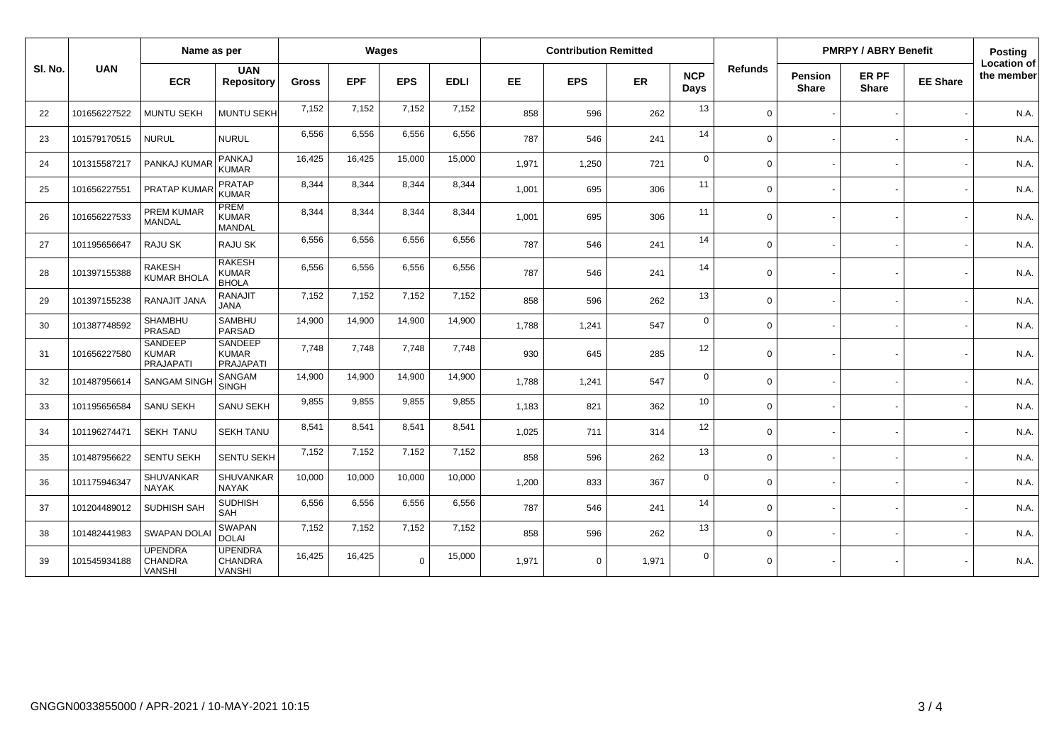| Sl. No. | UAN | Name as per | | Wages | | | | Contribution Remitted | | | | Refunds | PMRPY / ABRY Benefit | | | Posting Location of the member |
|---|---|---|---|---|---|---|---|---|---|---|---|---|---|---|---|---|
| | | ECR | UAN Repository | Gross | EPF | EPS | EDLI | EE | EPS | ER | NCP Days | | Pension Share | ER PF Share | EE Share | |
| 22 | 101656227522 | MUNTU SEKH | MUNTU SEKH | 7,152 | 7,152 | 7,152 | 7,152 | 858 | 596 | 262 | 13 | 0 | - | - | - | N.A. |
| 23 | 101579170515 | NURUL | NURUL | 6,556 | 6,556 | 6,556 | 6,556 | 787 | 546 | 241 | 14 | 0 | - | - | - | N.A. |
| 24 | 101315587217 | PANKAJ KUMAR | PANKAJ KUMAR | 16,425 | 16,425 | 15,000 | 15,000 | 1,971 | 1,250 | 721 | 0 | 0 | - | - | - | N.A. |
| 25 | 101656227551 | PRATAP KUMAR | PRATAP KUMAR | 8,344 | 8,344 | 8,344 | 8,344 | 1,001 | 695 | 306 | 11 | 0 | - | - | - | N.A. |
| 26 | 101656227533 | PREM KUMAR MANDAL | PREM KUMAR MANDAL | 8,344 | 8,344 | 8,344 | 8,344 | 1,001 | 695 | 306 | 11 | 0 | - | - | - | N.A. |
| 27 | 101195656647 | RAJU SK | RAJU SK | 6,556 | 6,556 | 6,556 | 6,556 | 787 | 546 | 241 | 14 | 0 | - | - | - | N.A. |
| 28 | 101397155388 | RAKESH KUMAR BHOLA | RAKESH KUMAR BHOLA | 6,556 | 6,556 | 6,556 | 6,556 | 787 | 546 | 241 | 14 | 0 | - | - | - | N.A. |
| 29 | 101397155238 | RANAJIT JANA | RANAJIT JANA | 7,152 | 7,152 | 7,152 | 7,152 | 858 | 596 | 262 | 13 | 0 | - | - | - | N.A. |
| 30 | 101387748592 | SHAMBHU PRASAD | SAMBHU PARSAD | 14,900 | 14,900 | 14,900 | 14,900 | 1,788 | 1,241 | 547 | 0 | 0 | - | - | - | N.A. |
| 31 | 101656227580 | SANDEEP KUMAR PRAJAPATI | SANDEEP KUMAR PRAJAPATI | 7,748 | 7,748 | 7,748 | 7,748 | 930 | 645 | 285 | 12 | 0 | - | - | - | N.A. |
| 32 | 101487956614 | SANGAM SINGH | SANGAM SINGH | 14,900 | 14,900 | 14,900 | 14,900 | 1,788 | 1,241 | 547 | 0 | 0 | - | - | - | N.A. |
| 33 | 101195656584 | SANU SEKH | SANU SEKH | 9,855 | 9,855 | 9,855 | 9,855 | 1,183 | 821 | 362 | 10 | 0 | - | - | - | N.A. |
| 34 | 101196274471 | SEKH TANU | SEKH TANU | 8,541 | 8,541 | 8,541 | 8,541 | 1,025 | 711 | 314 | 12 | 0 | - | - | - | N.A. |
| 35 | 101487956622 | SENTU SEKH | SENTU SEKH | 7,152 | 7,152 | 7,152 | 7,152 | 858 | 596 | 262 | 13 | 0 | - | - | - | N.A. |
| 36 | 101175946347 | SHUVANKAR NAYAK | SHUVANKAR NAYAK | 10,000 | 10,000 | 10,000 | 10,000 | 1,200 | 833 | 367 | 0 | 0 | - | - | - | N.A. |
| 37 | 101204489012 | SUDHISH SAH | SUDHISH SAH | 6,556 | 6,556 | 6,556 | 6,556 | 787 | 546 | 241 | 14 | 0 | - | - | - | N.A. |
| 38 | 101482441983 | SWAPAN DOLAI | SWAPAN DOLAI | 7,152 | 7,152 | 7,152 | 7,152 | 858 | 596 | 262 | 13 | 0 | - | - | - | N.A. |
| 39 | 101545934188 | UPENDRA CHANDRA VANSHI | UPENDRA CHANDRA VANSHI | 16,425 | 16,425 | 0 | 15,000 | 1,971 | 0 | 1,971 | 0 | 0 | - | - | - | N.A. |

GNGGN0033855000 / APR-2021 / 10-MAY-2021 10:15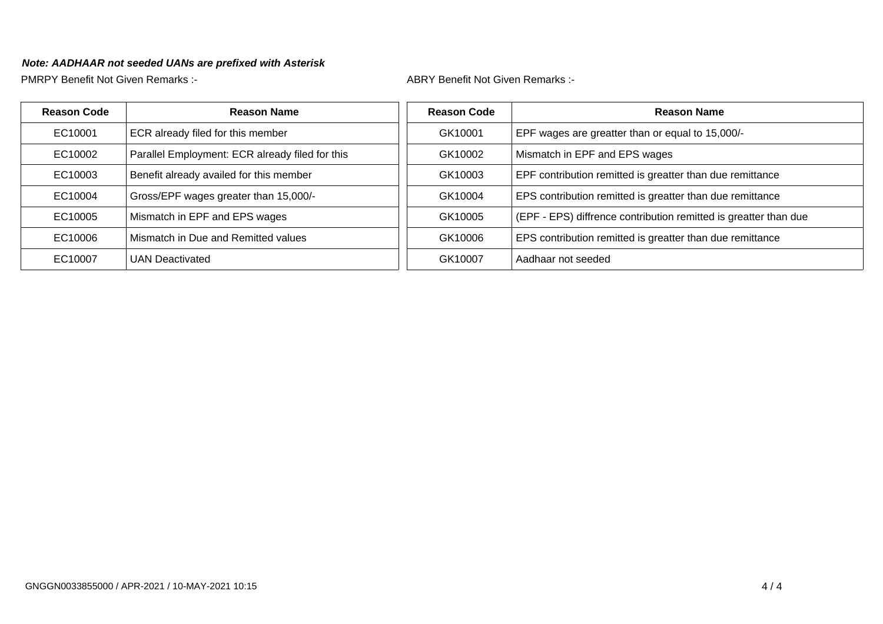***Note: AADHAAR not seeded UANs are prefixed with Asterisk***

PMRPY Benefit Not Given Remarks :-

| Reason Code | Reason Name |
|---|---|
| EC10001 | ECR already filed for this member |
| EC10002 | Parallel Employment: ECR already filed for this |
| EC10003 | Benefit already availed for this member |
| EC10004 | Gross/EPF wages greater than 15,000/- |
| EC10005 | Mismatch in EPF and EPS wages |
| EC10006 | Mismatch in Due and Remitted values |
| EC10007 | UAN Deactivated |

ABRY Benefit Not Given Remarks :-

| Reason Code | Reason Name |
|---|---|
| GK10001 | EPF wages are greatter than or equal to 15,000/- |
| GK10002 | Mismatch in EPF and EPS wages |
| GK10003 | EPF contribution remitted is greatter than due remittance |
| GK10004 | EPS contribution remitted is greatter than due remittance |
| GK10005 | (EPF - EPS) diffrence contribution remitted is greatter than due |
| GK10006 | EPS contribution remitted is greatter than due remittance |
| GK10007 | Aadhaar not seeded |

GNGGN0033855000 / APR-2021 / 10-MAY-2021 10:15